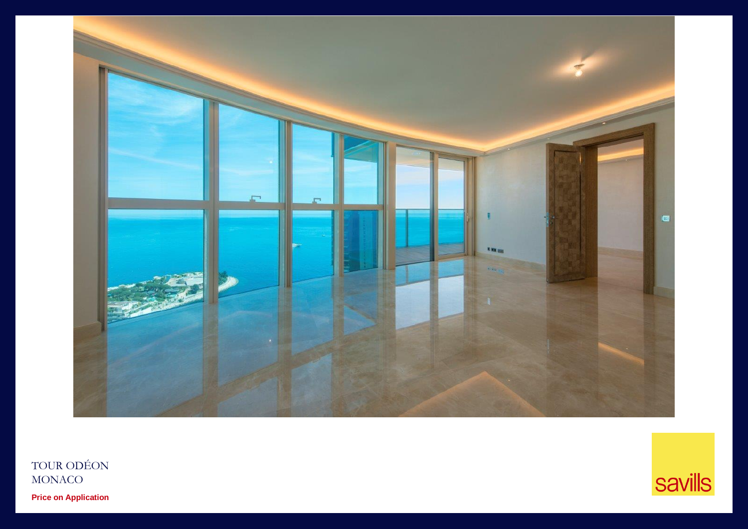TOUR ODÉON
MONACO

**Price on Application**

savills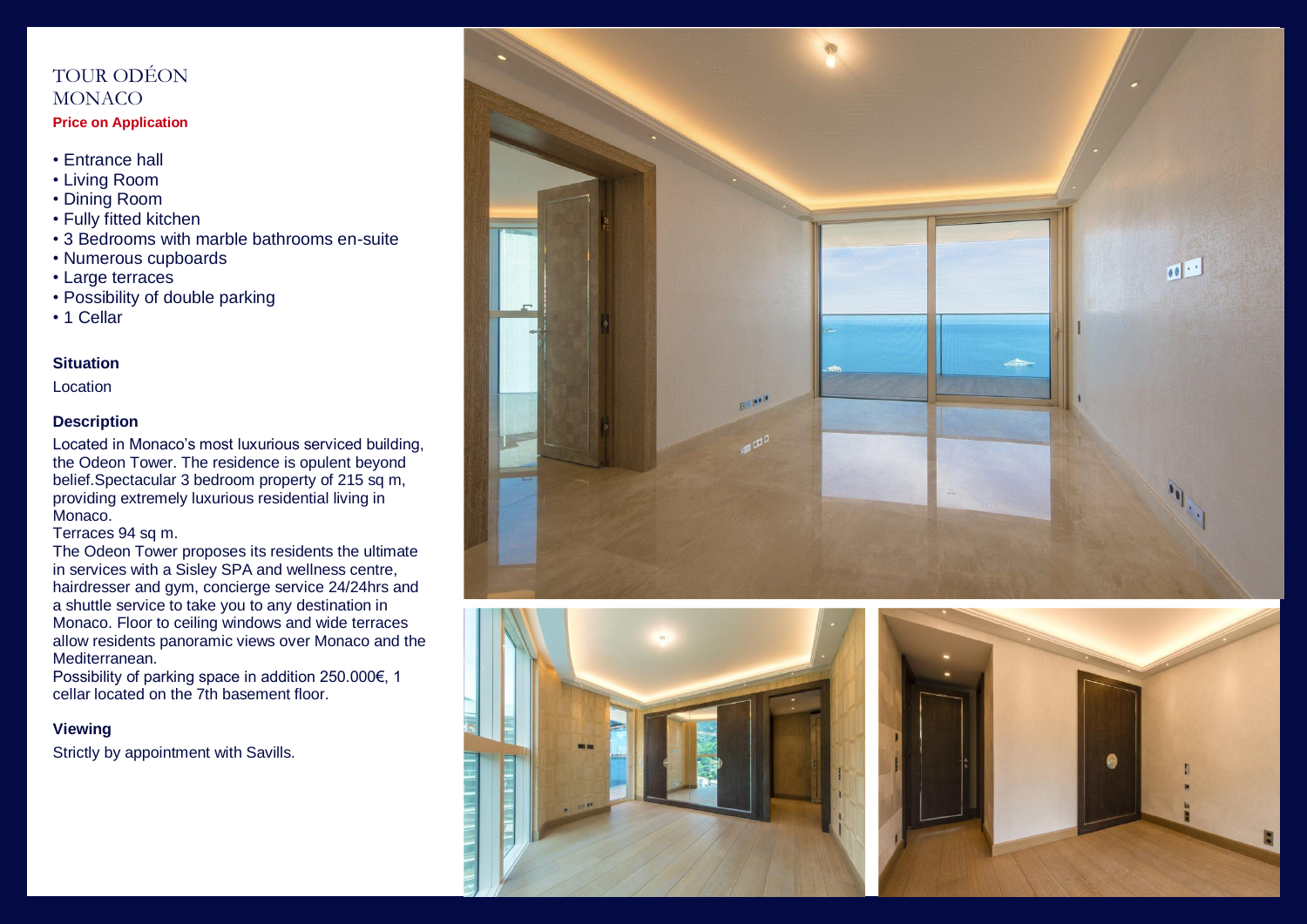# TOUR ODÉON
# MONACO

**Price on Application**

- Entrance hall
- Living Room
- Dining Room
- Fully fitted kitchen
- 3 Bedrooms with marble bathrooms en-suite
- Numerous cupboards
- Large terraces
- Possibility of double parking
- 1 Cellar

### Situation

Location

### Description

Located in Monaco's most luxurious serviced building, the Odeon Tower. The residence is opulent beyond belief.Spectacular 3 bedroom property of 215 sq m, providing extremely luxurious residential living in Monaco.

Terraces 94 sq m.

The Odeon Tower proposes its residents the ultimate in services with a Sisley SPA and wellness centre, hairdresser and gym, concierge service 24/24hrs and a shuttle service to take you to any destination in Monaco. Floor to ceiling windows and wide terraces allow residents panoramic views over Monaco and the Mediterranean.

Possibility of parking space in addition 250.000€, 1 cellar located on the 7th basement floor.

### Viewing

Strictly by appointment with Savills.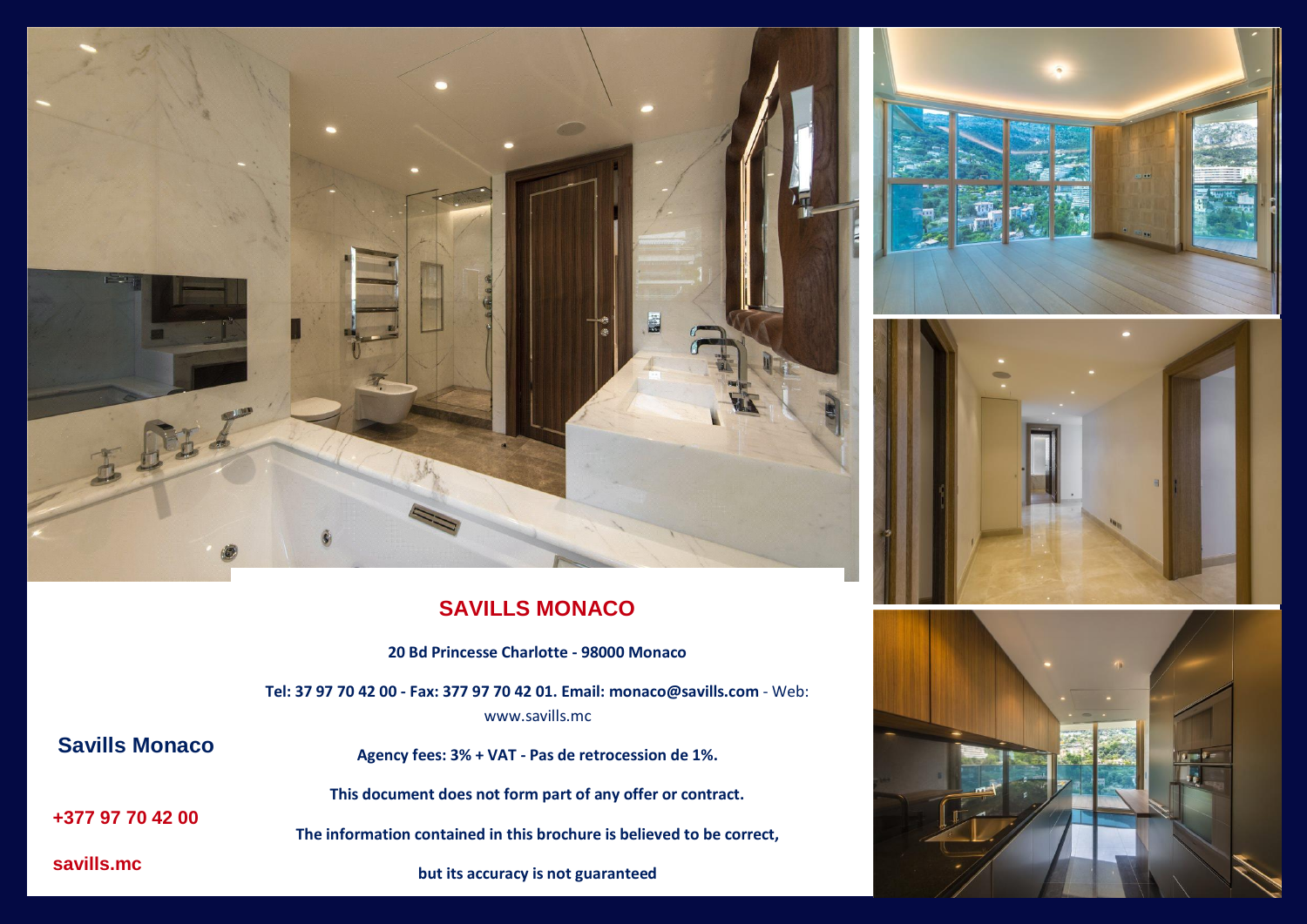## SAVILLS MONACO

**20 Bd Princesse Charlotte - 98000 Monaco**

**Tel: 37 97 70 42 00 - Fax: 377 97 70 42 01. Email: monaco@savills.com** - Web: www.savills.mc

**Agency fees: 3% + VAT - Pas de retrocession de 1%.**

**This document does not form part of any offer or contract.**

**The information contained in this brochure is believed to be correct,**

**but its accuracy is not guaranteed**

**Savills Monaco**

**+377 97 70 42 00**

**savills.mc**